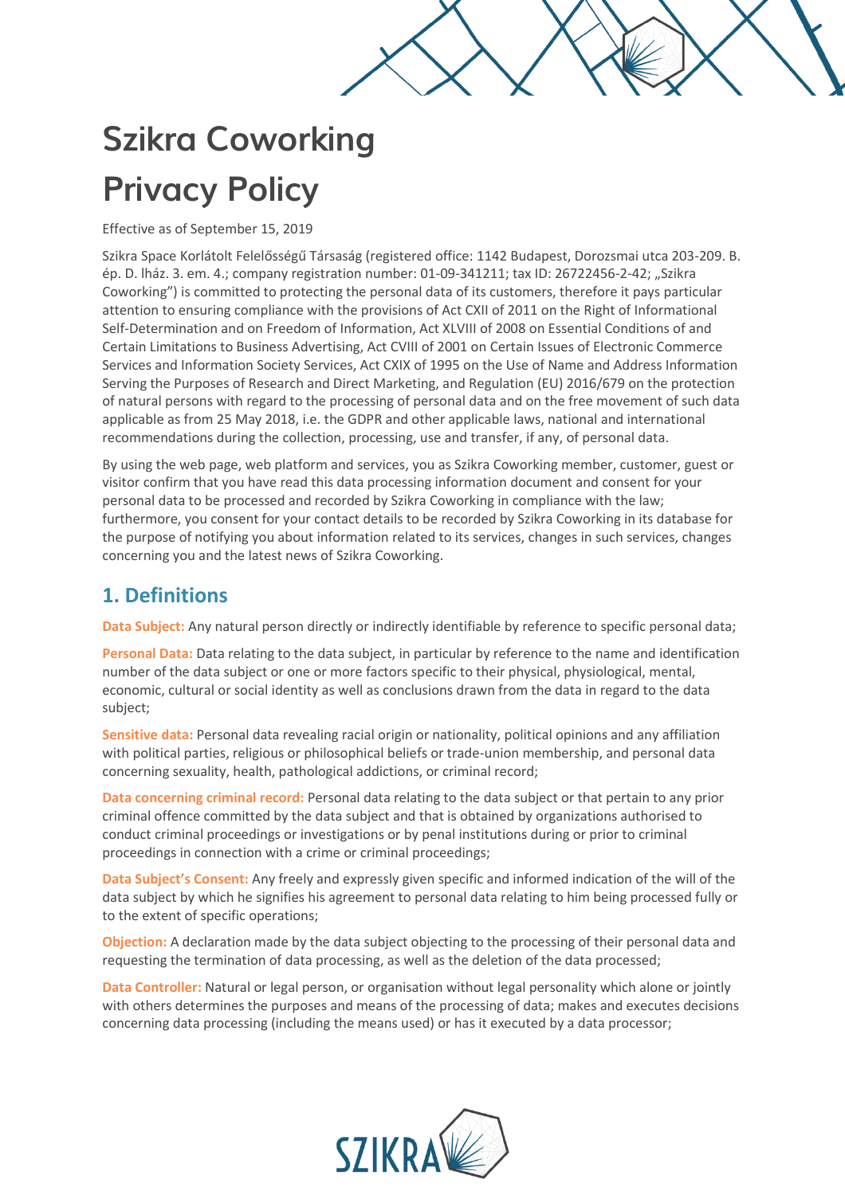# Szikra Coworking Privacy Policy

Effective as of September 15, 2019

Szikra Space Korlátolt Felelősségű Társaság (registered office: 1142 Budapest, Dorozsmai utca 203-209. B. ép. D. lház. 3. em. 4.; company registration number: 01-09-341211; tax ID: 26722456-2-42; „Szikra Coworking") is committed to protecting the personal data of its customers, therefore it pays particular attention to ensuring compliance with the provisions of Act CXII of 2011 on the Right of Informational Self-Determination and on Freedom of Information, Act XLVIII of 2008 on Essential Conditions of and Certain Limitations to Business Advertising, Act CVIII of 2001 on Certain Issues of Electronic Commerce Services and Information Society Services, Act CXIX of 1995 on the Use of Name and Address Information Serving the Purposes of Research and Direct Marketing, and Regulation (EU) 2016/679 on the protection of natural persons with regard to the processing of personal data and on the free movement of such data applicable as from 25 May 2018, i.e. the GDPR and other applicable laws, national and international recommendations during the collection, processing, use and transfer, if any, of personal data.

By using the web page, web platform and services, you as Szikra Coworking member, customer, guest or visitor confirm that you have read this data processing information document and consent for your personal data to be processed and recorded by Szikra Coworking in compliance with the law; furthermore, you consent for your contact details to be recorded by Szikra Coworking in its database for the purpose of notifying you about information related to its services, changes in such services, changes concerning you and the latest news of Szikra Coworking.

## 1. Definitions

**Data Subject:** Any natural person directly or indirectly identifiable by reference to specific personal data;

**Personal Data:** Data relating to the data subject, in particular by reference to the name and identification number of the data subject or one or more factors specific to their physical, physiological, mental, economic, cultural or social identity as well as conclusions drawn from the data in regard to the data subject;

**Sensitive data:** Personal data revealing racial origin or nationality, political opinions and any affiliation with political parties, religious or philosophical beliefs or trade-union membership, and personal data concerning sexuality, health, pathological addictions, or criminal record;

**Data concerning criminal record:** Personal data relating to the data subject or that pertain to any prior criminal offence committed by the data subject and that is obtained by organizations authorised to conduct criminal proceedings or investigations or by penal institutions during or prior to criminal proceedings in connection with a crime or criminal proceedings;

**Data Subject's Consent:** Any freely and expressly given specific and informed indication of the will of the data subject by which he signifies his agreement to personal data relating to him being processed fully or to the extent of specific operations;

**Objection:** A declaration made by the data subject objecting to the processing of their personal data and requesting the termination of data processing, as well as the deletion of the data processed;

**Data Controller:** Natural or legal person, or organisation without legal personality which alone or jointly with others determines the purposes and means of the processing of data; makes and executes decisions concerning data processing (including the means used) or has it executed by a data processor;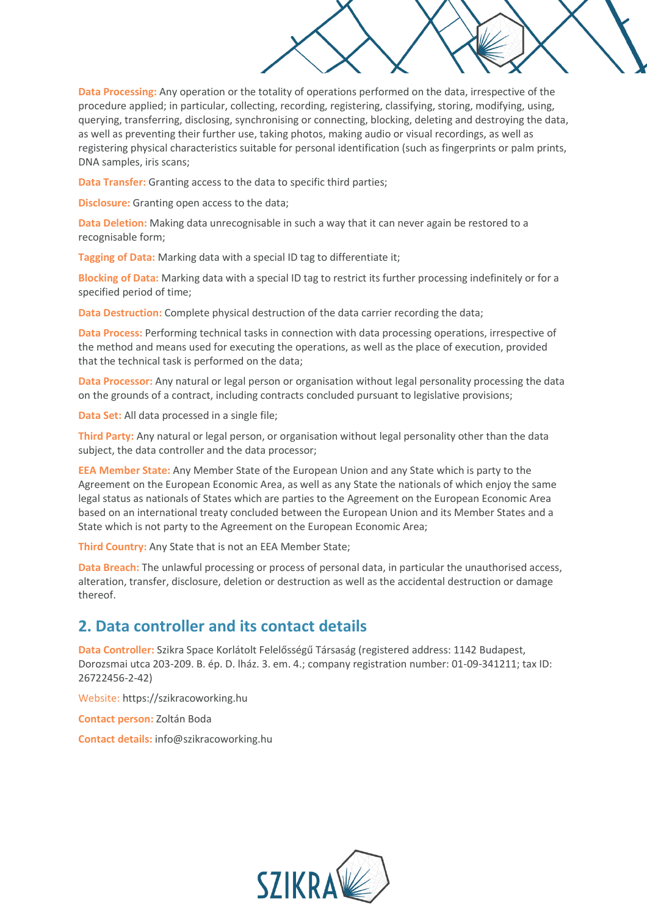**Data Processing:** Any operation or the totality of operations performed on the data, irrespective of the procedure applied; in particular, collecting, recording, registering, classifying, storing, modifying, using, querying, transferring, disclosing, synchronising or connecting, blocking, deleting and destroying the data, as well as preventing their further use, taking photos, making audio or visual recordings, as well as registering physical characteristics suitable for personal identification (such as fingerprints or palm prints, DNA samples, iris scans;

**Data Transfer:** Granting access to the data to specific third parties;

**Disclosure:** Granting open access to the data;

**Data Deletion:** Making data unrecognisable in such a way that it can never again be restored to a recognisable form;

**Tagging of Data:** Marking data with a special ID tag to differentiate it;

**Blocking of Data:** Marking data with a special ID tag to restrict its further processing indefinitely or for a specified period of time;

**Data Destruction:** Complete physical destruction of the data carrier recording the data;

**Data Process:** Performing technical tasks in connection with data processing operations, irrespective of the method and means used for executing the operations, as well as the place of execution, provided that the technical task is performed on the data;

**Data Processor:** Any natural or legal person or organisation without legal personality processing the data on the grounds of a contract, including contracts concluded pursuant to legislative provisions;

**Data Set:** All data processed in a single file;

**Third Party:** Any natural or legal person, or organisation without legal personality other than the data subject, the data controller and the data processor;

**EEA Member State:** Any Member State of the European Union and any State which is party to the Agreement on the European Economic Area, as well as any State the nationals of which enjoy the same legal status as nationals of States which are parties to the Agreement on the European Economic Area based on an international treaty concluded between the European Union and its Member States and a State which is not party to the Agreement on the European Economic Area;

**Third Country:** Any State that is not an EEA Member State;

**Data Breach:** The unlawful processing or process of personal data, in particular the unauthorised access, alteration, transfer, disclosure, deletion or destruction as well as the accidental destruction or damage thereof.

## 2. Data controller and its contact details

**Data Controller:** Szikra Space Korlátolt Felelősségű Társaság (registered address: 1142 Budapest, Dorozsmai utca 203-209. B. ép. D. lház. 3. em. 4.; company registration number: 01-09-341211; tax ID: 26722456-2-42)

Website: https://szikracoworking.hu

**Contact person:** Zoltán Boda

**Contact details:** info@szikracoworking.hu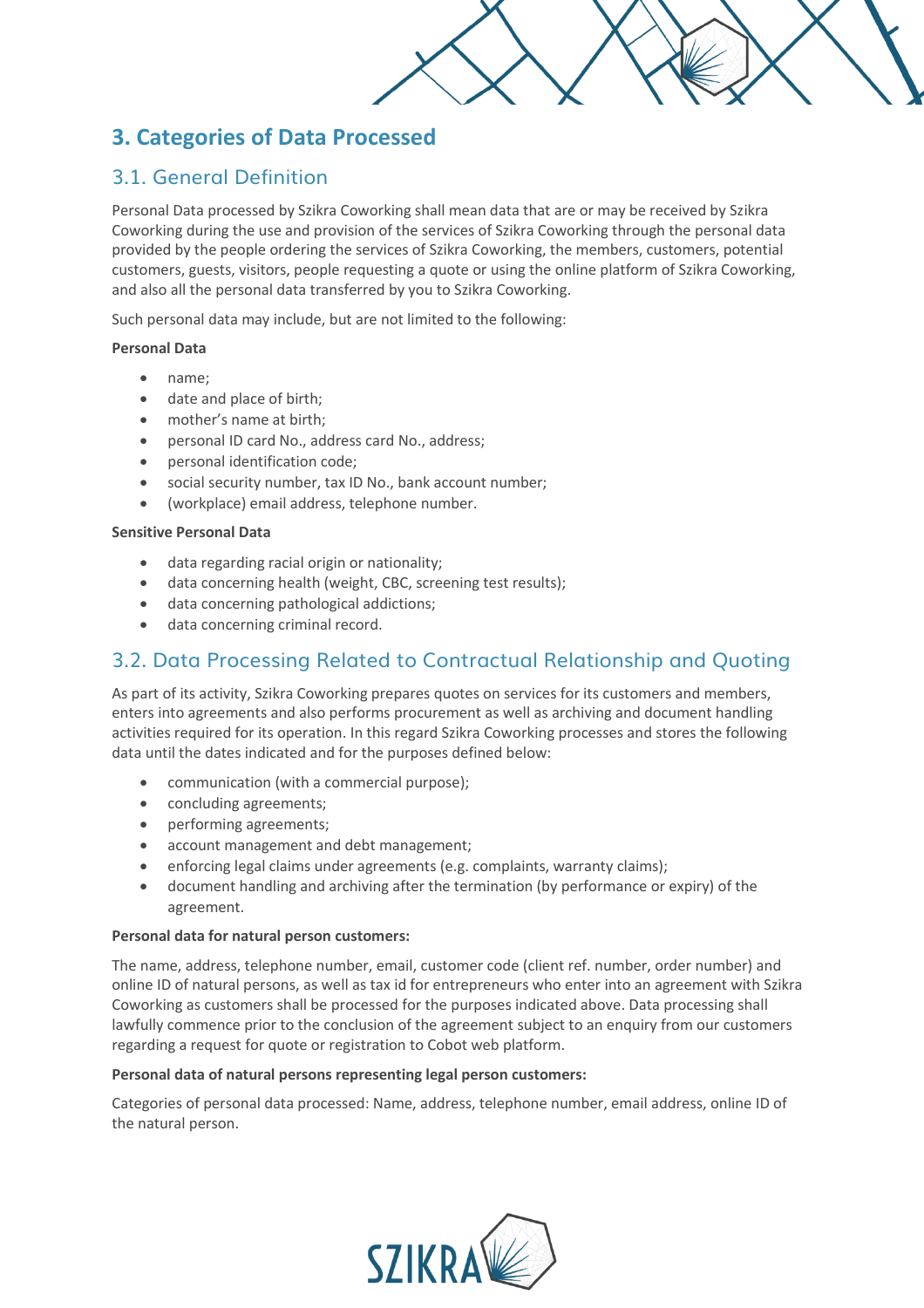## 3. Categories of Data Processed

### 3.1. General Definition

Personal Data processed by Szikra Coworking shall mean data that are or may be received by Szikra Coworking during the use and provision of the services of Szikra Coworking through the personal data provided by the people ordering the services of Szikra Coworking, the members, customers, potential customers, guests, visitors, people requesting a quote or using the online platform of Szikra Coworking, and also all the personal data transferred by you to Szikra Coworking.

Such personal data may include, but are not limited to the following:

**Personal Data**

- name;
- date and place of birth;
- mother's name at birth;
- personal ID card No., address card No., address;
- personal identification code;
- social security number, tax ID No., bank account number;
- (workplace) email address, telephone number.

**Sensitive Personal Data**

- data regarding racial origin or nationality;
- data concerning health (weight, CBC, screening test results);
- data concerning pathological addictions;
- data concerning criminal record.

### 3.2. Data Processing Related to Contractual Relationship and Quoting

As part of its activity, Szikra Coworking prepares quotes on services for its customers and members, enters into agreements and also performs procurement as well as archiving and document handling activities required for its operation. In this regard Szikra Coworking processes and stores the following data until the dates indicated and for the purposes defined below:

- communication (with a commercial purpose);
- concluding agreements;
- performing agreements;
- account management and debt management;
- enforcing legal claims under agreements (e.g. complaints, warranty claims);
- document handling and archiving after the termination (by performance or expiry) of the agreement.

**Personal data for natural person customers:**

The name, address, telephone number, email, customer code (client ref. number, order number) and online ID of natural persons, as well as tax id for entrepreneurs who enter into an agreement with Szikra Coworking as customers shall be processed for the purposes indicated above. Data processing shall lawfully commence prior to the conclusion of the agreement subject to an enquiry from our customers regarding a request for quote or registration to Cobot web platform.

**Personal data of natural persons representing legal person customers:**

Categories of personal data processed: Name, address, telephone number, email address, online ID of the natural person.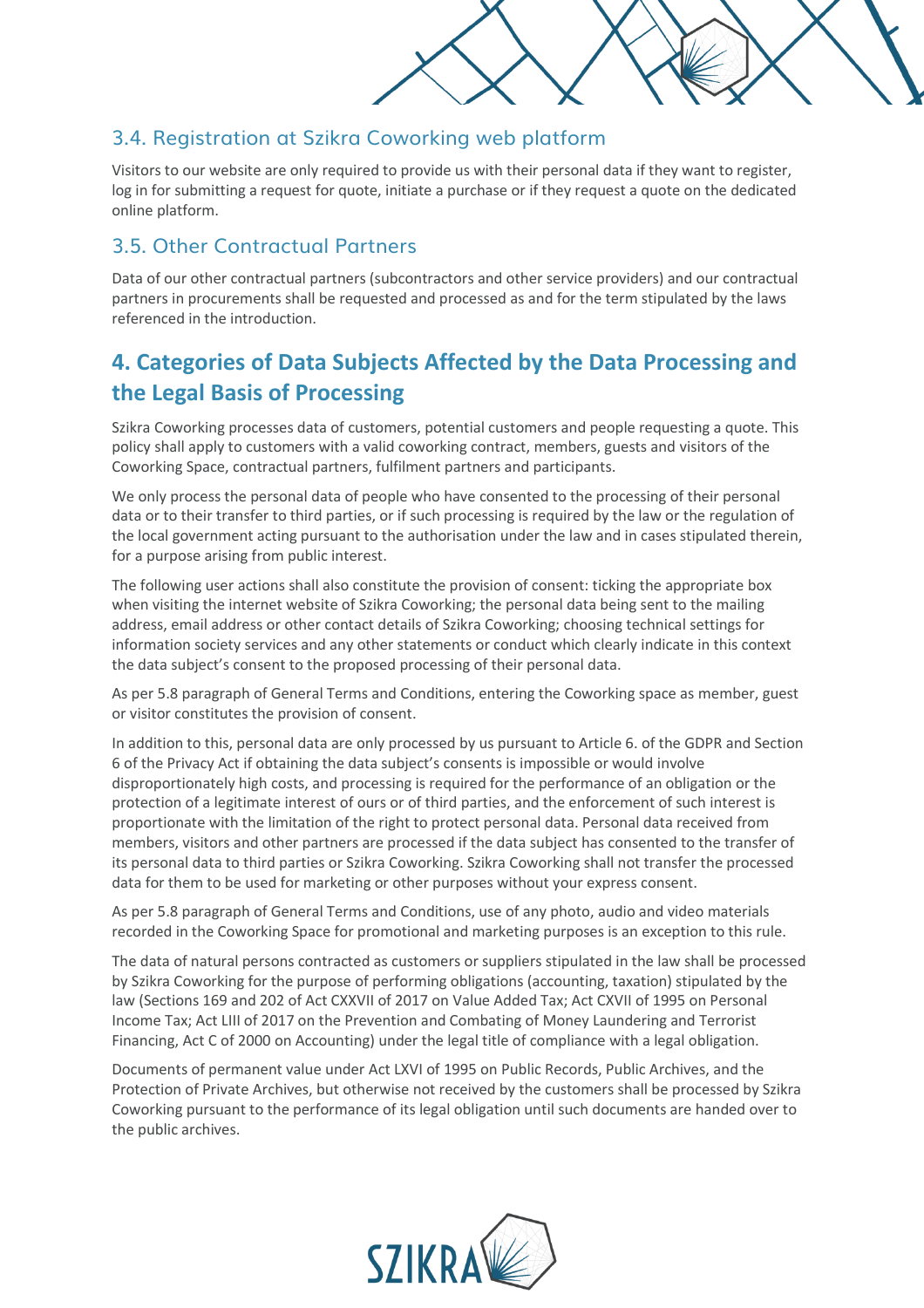### 3.4. Registration at Szikra Coworking web platform

Visitors to our website are only required to provide us with their personal data if they want to register, log in for submitting a request for quote, initiate a purchase or if they request a quote on the dedicated online platform.

### 3.5. Other Contractual Partners

Data of our other contractual partners (subcontractors and other service providers) and our contractual partners in procurements shall be requested and processed as and for the term stipulated by the laws referenced in the introduction.

## 4. Categories of Data Subjects Affected by the Data Processing and the Legal Basis of Processing

Szikra Coworking processes data of customers, potential customers and people requesting a quote. This policy shall apply to customers with a valid coworking contract, members, guests and visitors of the Coworking Space, contractual partners, fulfilment partners and participants.

We only process the personal data of people who have consented to the processing of their personal data or to their transfer to third parties, or if such processing is required by the law or the regulation of the local government acting pursuant to the authorisation under the law and in cases stipulated therein, for a purpose arising from public interest.

The following user actions shall also constitute the provision of consent: ticking the appropriate box when visiting the internet website of Szikra Coworking; the personal data being sent to the mailing address, email address or other contact details of Szikra Coworking; choosing technical settings for information society services and any other statements or conduct which clearly indicate in this context the data subject's consent to the proposed processing of their personal data.

As per 5.8 paragraph of General Terms and Conditions, entering the Coworking space as member, guest or visitor constitutes the provision of consent.

In addition to this, personal data are only processed by us pursuant to Article 6. of the GDPR and Section 6 of the Privacy Act if obtaining the data subject's consents is impossible or would involve disproportionately high costs, and processing is required for the performance of an obligation or the protection of a legitimate interest of ours or of third parties, and the enforcement of such interest is proportionate with the limitation of the right to protect personal data. Personal data received from members, visitors and other partners are processed if the data subject has consented to the transfer of its personal data to third parties or Szikra Coworking. Szikra Coworking shall not transfer the processed data for them to be used for marketing or other purposes without your express consent.

As per 5.8 paragraph of General Terms and Conditions, use of any photo, audio and video materials recorded in the Coworking Space for promotional and marketing purposes is an exception to this rule.

The data of natural persons contracted as customers or suppliers stipulated in the law shall be processed by Szikra Coworking for the purpose of performing obligations (accounting, taxation) stipulated by the law (Sections 169 and 202 of Act CXXVII of 2017 on Value Added Tax; Act CXVII of 1995 on Personal Income Tax; Act LIII of 2017 on the Prevention and Combating of Money Laundering and Terrorist Financing, Act C of 2000 on Accounting) under the legal title of compliance with a legal obligation.

Documents of permanent value under Act LXVI of 1995 on Public Records, Public Archives, and the Protection of Private Archives, but otherwise not received by the customers shall be processed by Szikra Coworking pursuant to the performance of its legal obligation until such documents are handed over to the public archives.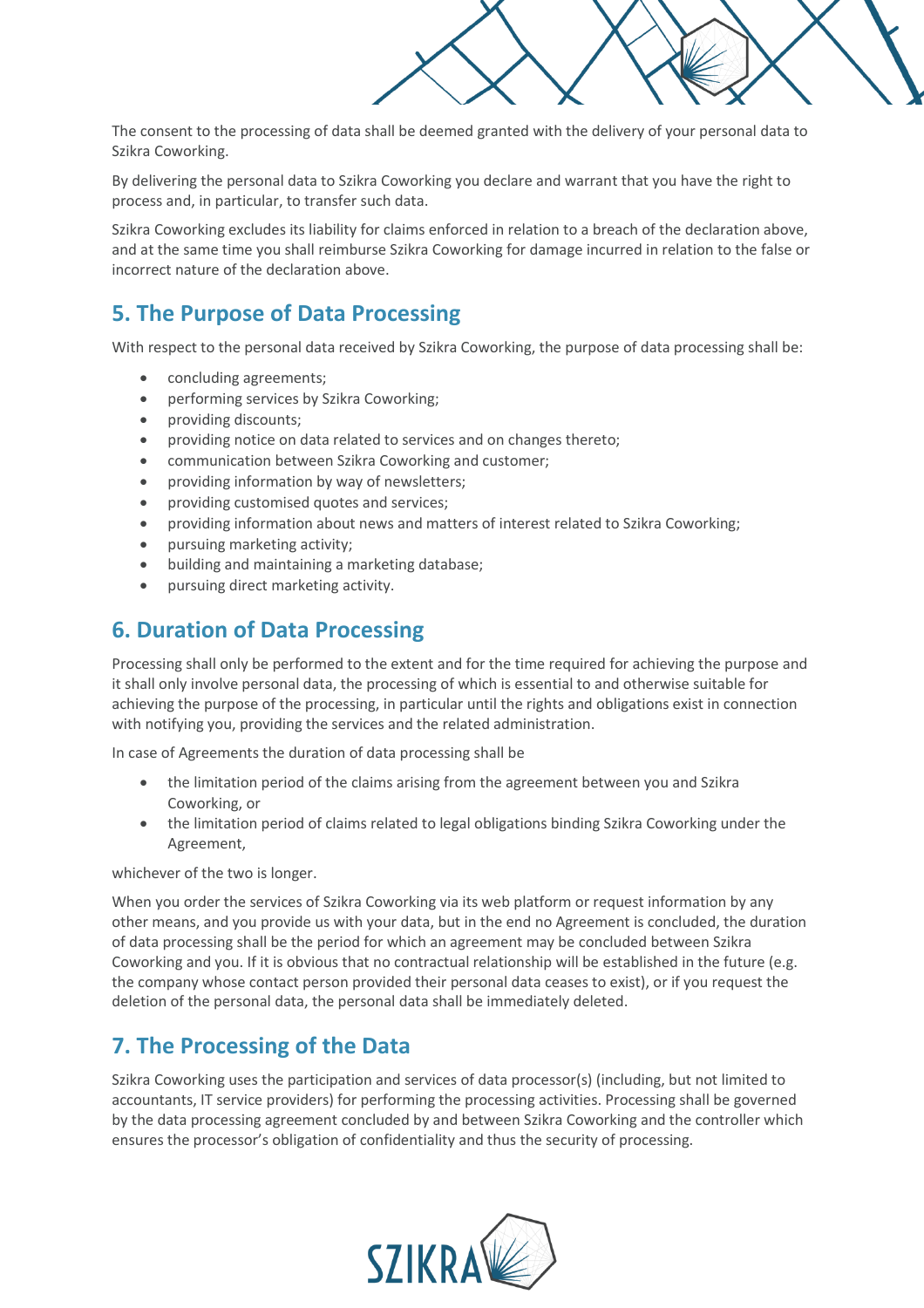The consent to the processing of data shall be deemed granted with the delivery of your personal data to Szikra Coworking.

By delivering the personal data to Szikra Coworking you declare and warrant that you have the right to process and, in particular, to transfer such data.

Szikra Coworking excludes its liability for claims enforced in relation to a breach of the declaration above, and at the same time you shall reimburse Szikra Coworking for damage incurred in relation to the false or incorrect nature of the declaration above.

## 5. The Purpose of Data Processing

With respect to the personal data received by Szikra Coworking, the purpose of data processing shall be:

- concluding agreements;
- performing services by Szikra Coworking;
- providing discounts;
- providing notice on data related to services and on changes thereto;
- communication between Szikra Coworking and customer;
- providing information by way of newsletters;
- providing customised quotes and services;
- providing information about news and matters of interest related to Szikra Coworking;
- pursuing marketing activity;
- building and maintaining a marketing database;
- pursuing direct marketing activity.

## 6. Duration of Data Processing

Processing shall only be performed to the extent and for the time required for achieving the purpose and it shall only involve personal data, the processing of which is essential to and otherwise suitable for achieving the purpose of the processing, in particular until the rights and obligations exist in connection with notifying you, providing the services and the related administration.

In case of Agreements the duration of data processing shall be

- the limitation period of the claims arising from the agreement between you and Szikra Coworking, or
- the limitation period of claims related to legal obligations binding Szikra Coworking under the Agreement,

whichever of the two is longer.

When you order the services of Szikra Coworking via its web platform or request information by any other means, and you provide us with your data, but in the end no Agreement is concluded, the duration of data processing shall be the period for which an agreement may be concluded between Szikra Coworking and you. If it is obvious that no contractual relationship will be established in the future (e.g. the company whose contact person provided their personal data ceases to exist), or if you request the deletion of the personal data, the personal data shall be immediately deleted.

## 7. The Processing of the Data

Szikra Coworking uses the participation and services of data processor(s) (including, but not limited to accountants, IT service providers) for performing the processing activities. Processing shall be governed by the data processing agreement concluded by and between Szikra Coworking and the controller which ensures the processor's obligation of confidentiality and thus the security of processing.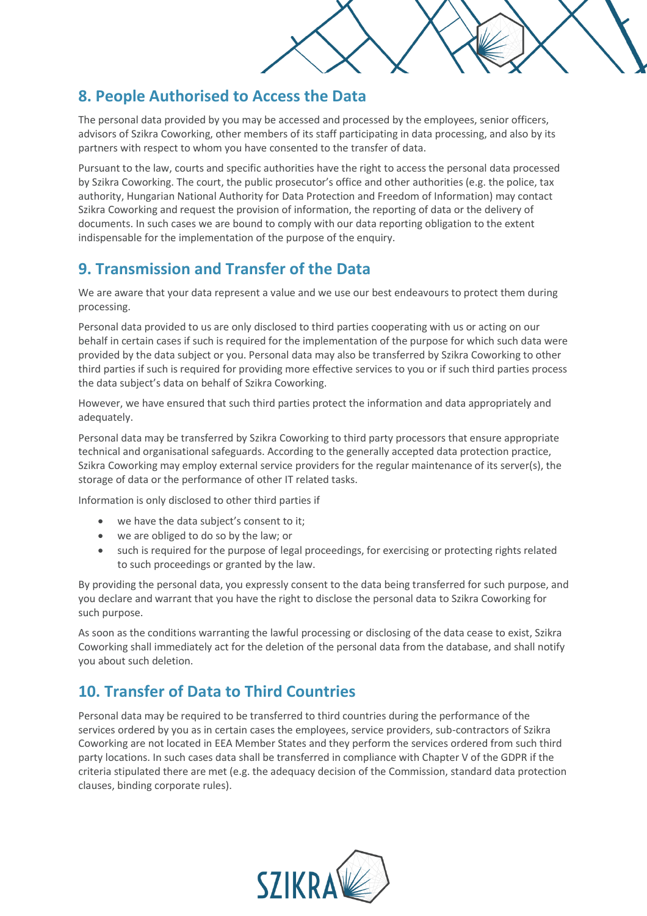## 8. People Authorised to Access the Data

The personal data provided by you may be accessed and processed by the employees, senior officers, advisors of Szikra Coworking, other members of its staff participating in data processing, and also by its partners with respect to whom you have consented to the transfer of data.

Pursuant to the law, courts and specific authorities have the right to access the personal data processed by Szikra Coworking. The court, the public prosecutor's office and other authorities (e.g. the police, tax authority, Hungarian National Authority for Data Protection and Freedom of Information) may contact Szikra Coworking and request the provision of information, the reporting of data or the delivery of documents. In such cases we are bound to comply with our data reporting obligation to the extent indispensable for the implementation of the purpose of the enquiry.

## 9. Transmission and Transfer of the Data

We are aware that your data represent a value and we use our best endeavours to protect them during processing.

Personal data provided to us are only disclosed to third parties cooperating with us or acting on our behalf in certain cases if such is required for the implementation of the purpose for which such data were provided by the data subject or you. Personal data may also be transferred by Szikra Coworking to other third parties if such is required for providing more effective services to you or if such third parties process the data subject's data on behalf of Szikra Coworking.

However, we have ensured that such third parties protect the information and data appropriately and adequately.

Personal data may be transferred by Szikra Coworking to third party processors that ensure appropriate technical and organisational safeguards. According to the generally accepted data protection practice, Szikra Coworking may employ external service providers for the regular maintenance of its server(s), the storage of data or the performance of other IT related tasks.

Information is only disclosed to other third parties if

- we have the data subject's consent to it;
- we are obliged to do so by the law; or
- such is required for the purpose of legal proceedings, for exercising or protecting rights related to such proceedings or granted by the law.

By providing the personal data, you expressly consent to the data being transferred for such purpose, and you declare and warrant that you have the right to disclose the personal data to Szikra Coworking for such purpose.

As soon as the conditions warranting the lawful processing or disclosing of the data cease to exist, Szikra Coworking shall immediately act for the deletion of the personal data from the database, and shall notify you about such deletion.

## 10. Transfer of Data to Third Countries

Personal data may be required to be transferred to third countries during the performance of the services ordered by you as in certain cases the employees, service providers, sub-contractors of Szikra Coworking are not located in EEA Member States and they perform the services ordered from such third party locations. In such cases data shall be transferred in compliance with Chapter V of the GDPR if the criteria stipulated there are met (e.g. the adequacy decision of the Commission, standard data protection clauses, binding corporate rules).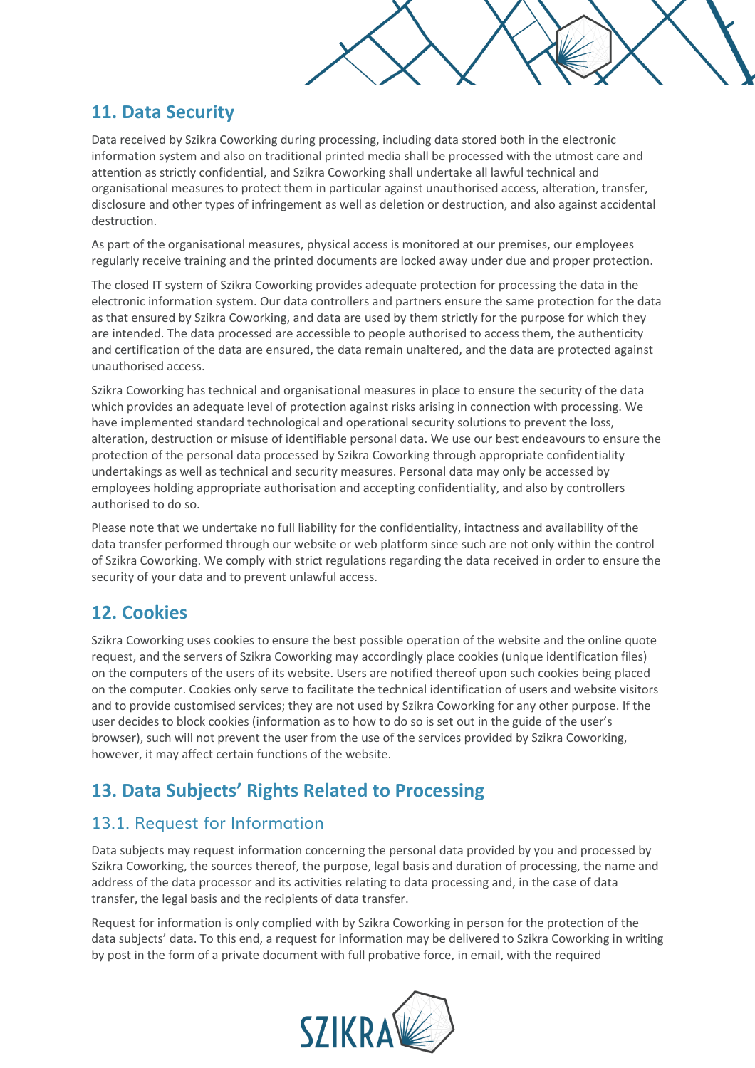## 11. Data Security

Data received by Szikra Coworking during processing, including data stored both in the electronic information system and also on traditional printed media shall be processed with the utmost care and attention as strictly confidential, and Szikra Coworking shall undertake all lawful technical and organisational measures to protect them in particular against unauthorised access, alteration, transfer, disclosure and other types of infringement as well as deletion or destruction, and also against accidental destruction.

As part of the organisational measures, physical access is monitored at our premises, our employees regularly receive training and the printed documents are locked away under due and proper protection.

The closed IT system of Szikra Coworking provides adequate protection for processing the data in the electronic information system. Our data controllers and partners ensure the same protection for the data as that ensured by Szikra Coworking, and data are used by them strictly for the purpose for which they are intended. The data processed are accessible to people authorised to access them, the authenticity and certification of the data are ensured, the data remain unaltered, and the data are protected against unauthorised access.

Szikra Coworking has technical and organisational measures in place to ensure the security of the data which provides an adequate level of protection against risks arising in connection with processing. We have implemented standard technological and operational security solutions to prevent the loss, alteration, destruction or misuse of identifiable personal data. We use our best endeavours to ensure the protection of the personal data processed by Szikra Coworking through appropriate confidentiality undertakings as well as technical and security measures. Personal data may only be accessed by employees holding appropriate authorisation and accepting confidentiality, and also by controllers authorised to do so.

Please note that we undertake no full liability for the confidentiality, intactness and availability of the data transfer performed through our website or web platform since such are not only within the control of Szikra Coworking. We comply with strict regulations regarding the data received in order to ensure the security of your data and to prevent unlawful access.

## 12. Cookies

Szikra Coworking uses cookies to ensure the best possible operation of the website and the online quote request, and the servers of Szikra Coworking may accordingly place cookies (unique identification files) on the computers of the users of its website. Users are notified thereof upon such cookies being placed on the computer. Cookies only serve to facilitate the technical identification of users and website visitors and to provide customised services; they are not used by Szikra Coworking for any other purpose. If the user decides to block cookies (information as to how to do so is set out in the guide of the user's browser), such will not prevent the user from the use of the services provided by Szikra Coworking, however, it may affect certain functions of the website.

## 13. Data Subjects' Rights Related to Processing

### 13.1. Request for Information

Data subjects may request information concerning the personal data provided by you and processed by Szikra Coworking, the sources thereof, the purpose, legal basis and duration of processing, the name and address of the data processor and its activities relating to data processing and, in the case of data transfer, the legal basis and the recipients of data transfer.

Request for information is only complied with by Szikra Coworking in person for the protection of the data subjects' data. To this end, a request for information may be delivered to Szikra Coworking in writing by post in the form of a private document with full probative force, in email, with the required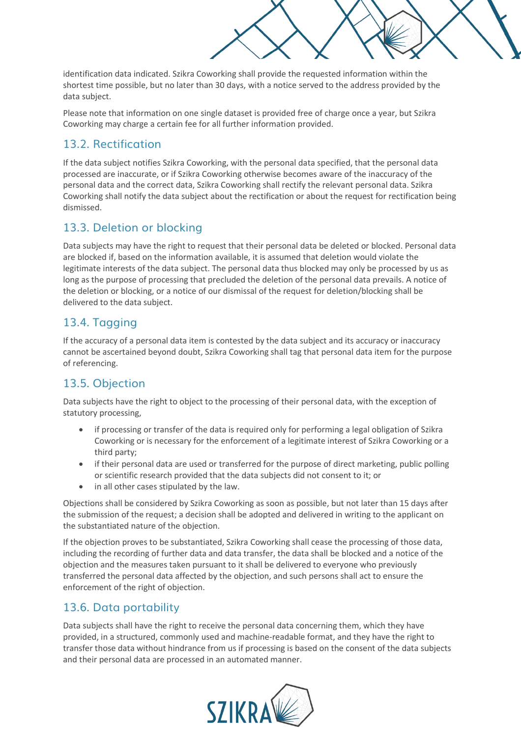identification data indicated. Szikra Coworking shall provide the requested information within the shortest time possible, but no later than 30 days, with a notice served to the address provided by the data subject.

Please note that information on one single dataset is provided free of charge once a year, but Szikra Coworking may charge a certain fee for all further information provided.

## 13.2. Rectification

If the data subject notifies Szikra Coworking, with the personal data specified, that the personal data processed are inaccurate, or if Szikra Coworking otherwise becomes aware of the inaccuracy of the personal data and the correct data, Szikra Coworking shall rectify the relevant personal data. Szikra Coworking shall notify the data subject about the rectification or about the request for rectification being dismissed.

## 13.3. Deletion or blocking

Data subjects may have the right to request that their personal data be deleted or blocked. Personal data are blocked if, based on the information available, it is assumed that deletion would violate the legitimate interests of the data subject. The personal data thus blocked may only be processed by us as long as the purpose of processing that precluded the deletion of the personal data prevails. A notice of the deletion or blocking, or a notice of our dismissal of the request for deletion/blocking shall be delivered to the data subject.

## 13.4. Tagging

If the accuracy of a personal data item is contested by the data subject and its accuracy or inaccuracy cannot be ascertained beyond doubt, Szikra Coworking shall tag that personal data item for the purpose of referencing.

## 13.5. Objection

Data subjects have the right to object to the processing of their personal data, with the exception of statutory processing,

- if processing or transfer of the data is required only for performing a legal obligation of Szikra Coworking or is necessary for the enforcement of a legitimate interest of Szikra Coworking or a third party;
- if their personal data are used or transferred for the purpose of direct marketing, public polling or scientific research provided that the data subjects did not consent to it; or
- in all other cases stipulated by the law.

Objections shall be considered by Szikra Coworking as soon as possible, but not later than 15 days after the submission of the request; a decision shall be adopted and delivered in writing to the applicant on the substantiated nature of the objection.

If the objection proves to be substantiated, Szikra Coworking shall cease the processing of those data, including the recording of further data and data transfer, the data shall be blocked and a notice of the objection and the measures taken pursuant to it shall be delivered to everyone who previously transferred the personal data affected by the objection, and such persons shall act to ensure the enforcement of the right of objection.

## 13.6. Data portability

Data subjects shall have the right to receive the personal data concerning them, which they have provided, in a structured, commonly used and machine-readable format, and they have the right to transfer those data without hindrance from us if processing is based on the consent of the data subjects and their personal data are processed in an automated manner.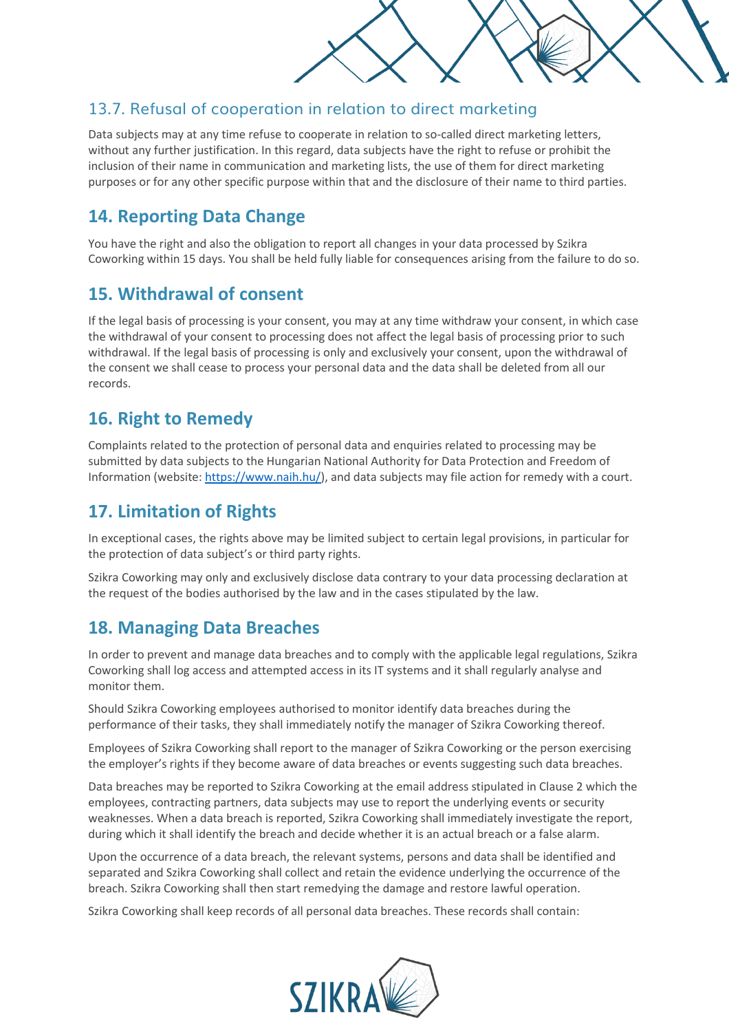### 13.7. Refusal of cooperation in relation to direct marketing

Data subjects may at any time refuse to cooperate in relation to so-called direct marketing letters, without any further justification. In this regard, data subjects have the right to refuse or prohibit the inclusion of their name in communication and marketing lists, the use of them for direct marketing purposes or for any other specific purpose within that and the disclosure of their name to third parties.

## 14. Reporting Data Change

You have the right and also the obligation to report all changes in your data processed by Szikra Coworking within 15 days. You shall be held fully liable for consequences arising from the failure to do so.

## 15. Withdrawal of consent

If the legal basis of processing is your consent, you may at any time withdraw your consent, in which case the withdrawal of your consent to processing does not affect the legal basis of processing prior to such withdrawal. If the legal basis of processing is only and exclusively your consent, upon the withdrawal of the consent we shall cease to process your personal data and the data shall be deleted from all our records.

## 16. Right to Remedy

Complaints related to the protection of personal data and enquiries related to processing may be submitted by data subjects to the Hungarian National Authority for Data Protection and Freedom of Information (website: [https://www.naih.hu/](https://www.naih.hu/)), and data subjects may file action for remedy with a court.

## 17. Limitation of Rights

In exceptional cases, the rights above may be limited subject to certain legal provisions, in particular for the protection of data subject's or third party rights.

Szikra Coworking may only and exclusively disclose data contrary to your data processing declaration at the request of the bodies authorised by the law and in the cases stipulated by the law.

## 18. Managing Data Breaches

In order to prevent and manage data breaches and to comply with the applicable legal regulations, Szikra Coworking shall log access and attempted access in its IT systems and it shall regularly analyse and monitor them.

Should Szikra Coworking employees authorised to monitor identify data breaches during the performance of their tasks, they shall immediately notify the manager of Szikra Coworking thereof.

Employees of Szikra Coworking shall report to the manager of Szikra Coworking or the person exercising the employer's rights if they become aware of data breaches or events suggesting such data breaches.

Data breaches may be reported to Szikra Coworking at the email address stipulated in Clause 2 which the employees, contracting partners, data subjects may use to report the underlying events or security weaknesses. When a data breach is reported, Szikra Coworking shall immediately investigate the report, during which it shall identify the breach and decide whether it is an actual breach or a false alarm.

Upon the occurrence of a data breach, the relevant systems, persons and data shall be identified and separated and Szikra Coworking shall collect and retain the evidence underlying the occurrence of the breach. Szikra Coworking shall then start remedying the damage and restore lawful operation.

Szikra Coworking shall keep records of all personal data breaches. These records shall contain: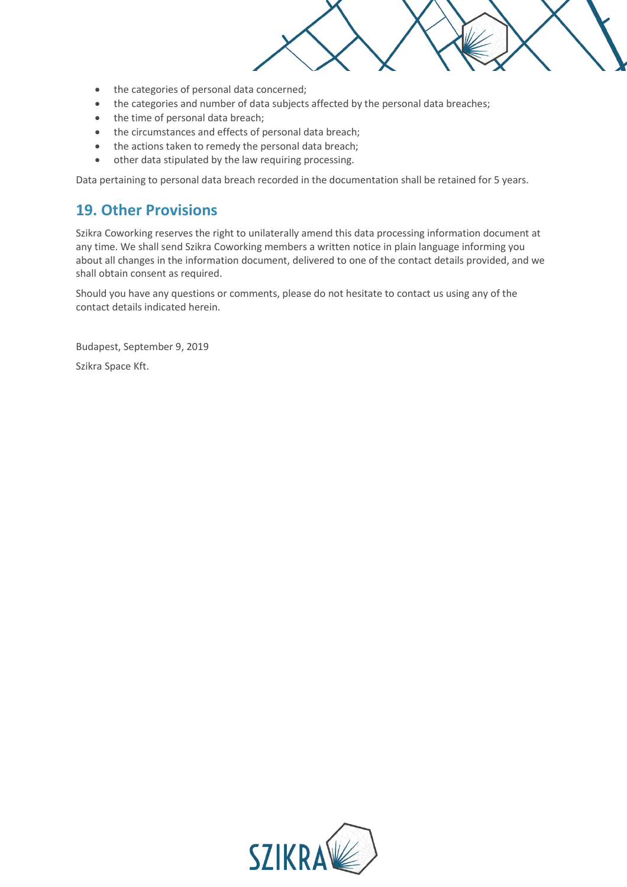- the categories of personal data concerned;
- the categories and number of data subjects affected by the personal data breaches;
- the time of personal data breach;
- the circumstances and effects of personal data breach;
- the actions taken to remedy the personal data breach;
- other data stipulated by the law requiring processing.

Data pertaining to personal data breach recorded in the documentation shall be retained for 5 years.

## 19. Other Provisions

Szikra Coworking reserves the right to unilaterally amend this data processing information document at any time. We shall send Szikra Coworking members a written notice in plain language informing you about all changes in the information document, delivered to one of the contact details provided, and we shall obtain consent as required.

Should you have any questions or comments, please do not hesitate to contact us using any of the contact details indicated herein.

Budapest, September 9, 2019

Szikra Space Kft.